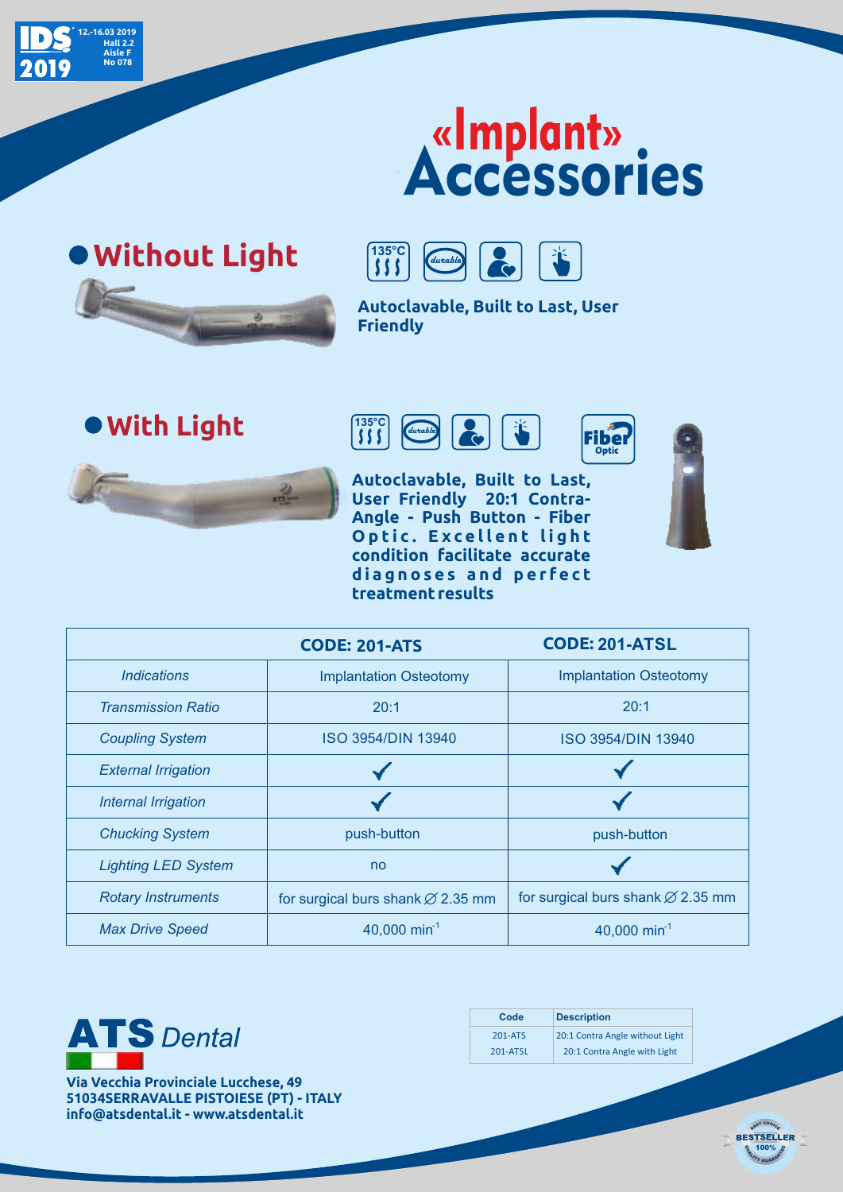IDS 2019 12.-16.03 2019 Hall 2.2 Aisle F No 078

# «Implant» Accessories

## Without Light

135°C | durable

**Autoclavable, Built to Last, User Friendly**

## With Light

135°C | durable | Fiber Optic

**Autoclavable, Built to Last, User Friendly 20:1 Contra-Angle - Push Button - Fiber Optic. Excellent light condition facilitate accurate diagnoses and perfect treatment results**

| | CODE: 201-ATS | CODE: 201-ATSL |
|---|---|---|
| *Indications* | Implantation Osteotomy | Implantation Osteotomy |
| *Transmission Ratio* | 20:1 | 20:1 |
| *Coupling System* | ISO 3954/DIN 13940 | ISO 3954/DIN 13940 |
| *External Irrigation* | ✓ | ✓ |
| *Internal Irrigation* | ✓ | ✓ |
| *Chucking System* | push-button | push-button |
| *Lighting LED System* | no | ✓ |
| *Rotary Instruments* | for surgical burs shank ∅ 2.35 mm | for surgical burs shank ∅ 2.35 mm |
| *Max Drive Speed* | 40,000 $min^{-1}$ | 40,000 $min^{-1}$ |

**ATS** *Dental*

**Via Vecchia Provinciale Lucchese, 49**
**51034SERRAVALLE PISTOIESE (PT) - ITALY**
**info@atsdental.it - www.atsdental.it**

| Code | Description |
|---|---|
| 201-ATS | 20:1 Contra Angle without Light |
| 201-ATSL | 20:1 Contra Angle with Light |

BEST CHOICE BESTSELLER 100% QUALITY GUARANTEE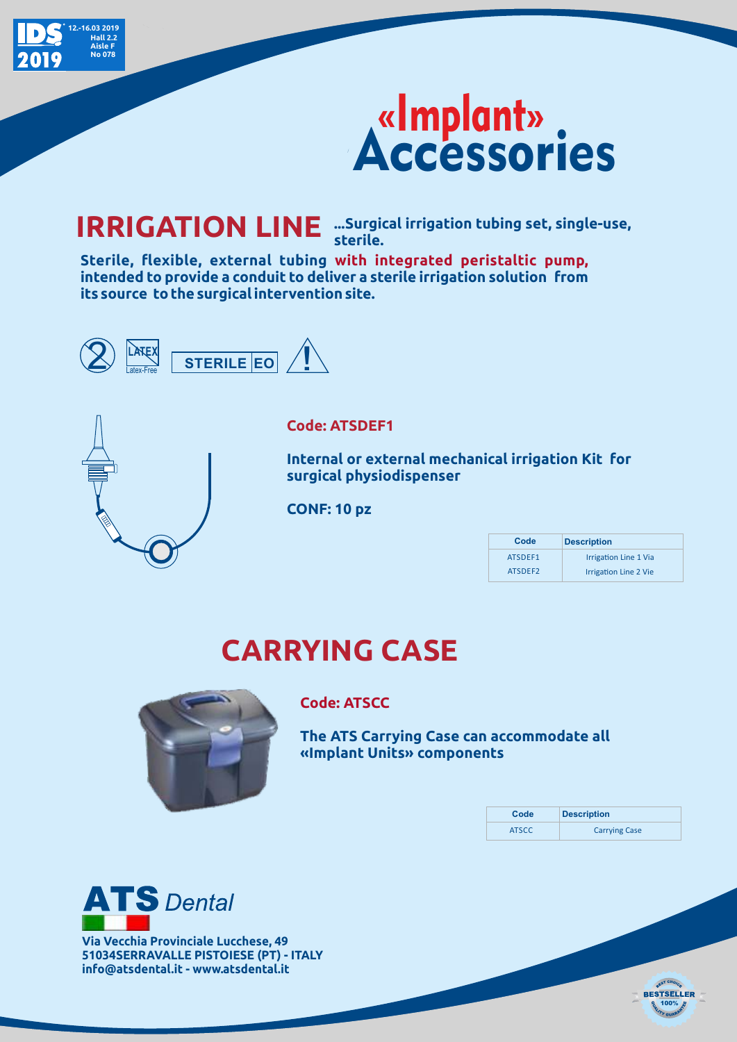IDS 2019
12.-16.03 2019
Hall 2.2
Aisle F
No 078

# «Implant» Accessories

## IRRIGATION LINE

**...Surgical irrigation tubing set, single-use, sterile.**

**Sterile, flexible, external tubing with integrated peristaltic pump, intended to provide a conduit to deliver a sterile irrigation solution from its source to the surgical intervention site.**

LATEX
Latex-Free
STERILE EO

**Code: ATSDEF1**

**Internal or external mechanical irrigation Kit for surgical physiodispenser**

**CONF: 10 pz**

| Code | Description |
| --- | --- |
| ATSDEF1 | Irrigation Line 1 Via |
| ATSDEF2 | Irrigation Line 2 Vie |

## CARRYING CASE

**Code: ATSCC**

**The ATS Carrying Case can accommodate all «Implant Units» components**

| Code | Description |
| --- | --- |
| ATSCC | Carrying Case |

ATS Dental

**Via Vecchia Provinciale Lucchese, 49**
**51034SERRAVALLE PISTOIESE (PT) - ITALY**
**info@atsdental.it - www.atsdental.it**

BEST CHOICE BESTSELLER 100% QUALITY GUARANTEE